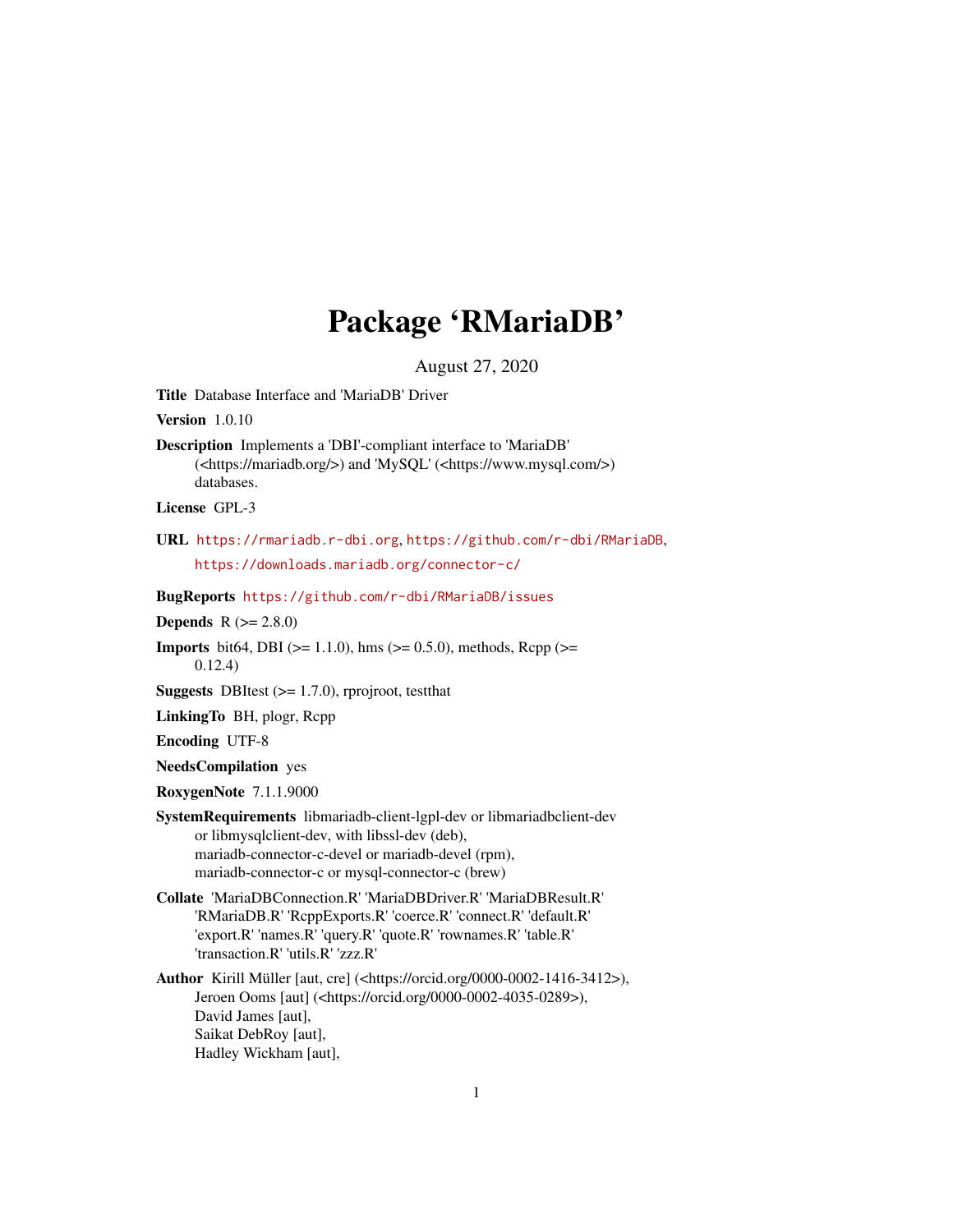# Package 'RMariaDB'

August 27, 2020

**Title** Database Interface and 'MariaDB' Driver

**Version** 1.0.10

**Description** Implements a 'DBI'-compliant interface to 'MariaDB' (<https://mariadb.org/>) and 'MySQL' (<https://www.mysql.com/>) databases.

**License** GPL-3

**URL** https://rmariadb.r-dbi.org, https://github.com/r-dbi/RMariaDB, https://downloads.mariadb.org/connector-c/

**BugReports** https://github.com/r-dbi/RMariaDB/issues

**Depends** R (>= 2.8.0)

**Imports** bit64, DBI (>= 1.1.0), hms (>= 0.5.0), methods, Rcpp (>= 0.12.4)

**Suggests** DBItest (>= 1.7.0), rprojroot, testthat

**LinkingTo** BH, plogr, Rcpp

**Encoding** UTF-8

**NeedsCompilation** yes

**RoxygenNote** 7.1.1.9000

**SystemRequirements** libmariadb-client-lgpl-dev or libmariadbclient-dev or libmysqlclient-dev, with libssl-dev (deb), mariadb-connector-c-devel or mariadb-devel (rpm), mariadb-connector-c or mysql-connector-c (brew)

**Collate** 'MariaDBConnection.R' 'MariaDBDriver.R' 'MariaDBResult.R' 'RMariaDB.R' 'RcppExports.R' 'coerce.R' 'connect.R' 'default.R' 'export.R' 'names.R' 'query.R' 'quote.R' 'rownames.R' 'table.R' 'transaction.R' 'utils.R' 'zzz.R'

**Author** Kirill Müller [aut, cre] (<https://orcid.org/0000-0002-1416-3412>),
Jeroen Ooms [aut] (<https://orcid.org/0000-0002-4035-0289>),
David James [aut],
Saikat DebRoy [aut],
Hadley Wickham [aut],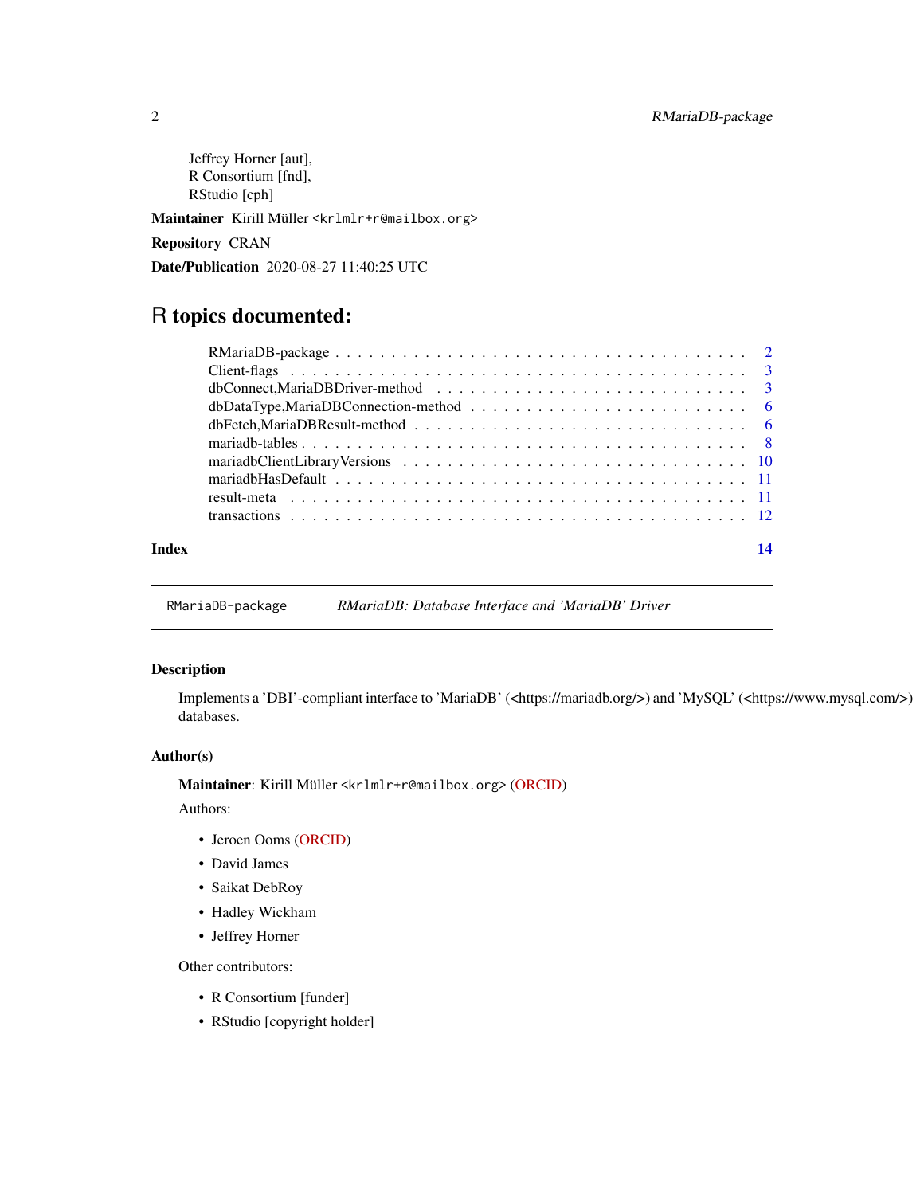Jeffrey Horner [aut],
R Consortium [fnd],
RStudio [cph]

**Maintainer** Kirill Müller <krlmlr+r@mailbox.org>

**Repository** CRAN

**Date/Publication** 2020-08-27 11:40:25 UTC

# R topics documented:

| | |
|---|---|
| RMariaDB-package | 2 |
| Client-flags | 3 |
| dbConnect,MariaDBDriver-method | 3 |
| dbDataType,MariaDBConnection-method | 6 |
| dbFetch,MariaDBResult-method | 6 |
| mariadb-tables | 8 |
| mariadbClientLibraryVersions | 10 |
| mariadbHasDefault | 11 |
| result-meta | 11 |
| transactions | 12 |
| **Index** | **14** |

---

`RMariaDB-package` *RMariaDB: Database Interface and 'MariaDB' Driver*

---

### Description

Implements a 'DBI'-compliant interface to 'MariaDB' (<https://mariadb.org/>) and 'MySQL' (<https://www.mysql.com/>) databases.

### Author(s)

**Maintainer**: Kirill Müller <krlmlr+r@mailbox.org> (ORCID)

Authors:

- Jeroen Ooms (ORCID)
- David James
- Saikat DebRoy
- Hadley Wickham
- Jeffrey Horner

Other contributors:

- R Consortium [funder]
- RStudio [copyright holder]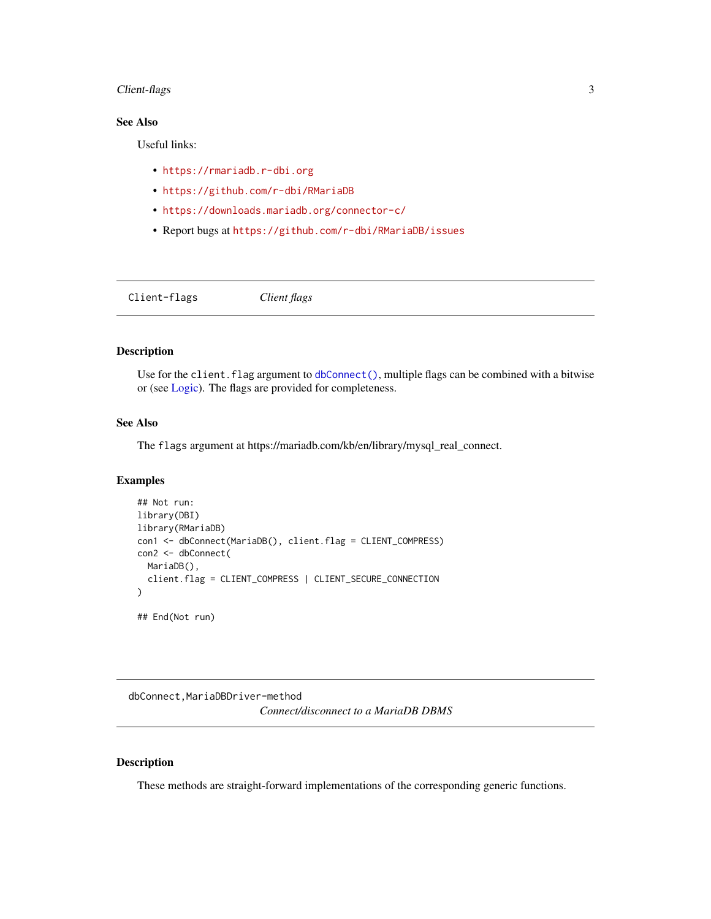### See Also

Useful links:

- https://rmariadb.r-dbi.org
- https://github.com/r-dbi/RMariaDB
- https://downloads.mariadb.org/connector-c/
- Report bugs at https://github.com/r-dbi/RMariaDB/issues

---

## Client-flags *Client flags*

---

### Description

Use for the `client.flag` argument to `dbConnect()`, multiple flags can be combined with a bitwise or (see Logic). The flags are provided for completeness.

### See Also

The `flags` argument at https://mariadb.com/kb/en/library/mysql_real_connect.

### Examples

```
## Not run:
library(DBI)
library(RMariaDB)
con1 <- dbConnect(MariaDB(), client.flag = CLIENT_COMPRESS)
con2 <- dbConnect(
  MariaDB(),
  client.flag = CLIENT_COMPRESS | CLIENT_SECURE_CONNECTION
)

## End(Not run)
```

---

## dbConnect,MariaDBDriver-method *Connect/disconnect to a MariaDB DBMS*

---

### Description

These methods are straight-forward implementations of the corresponding generic functions.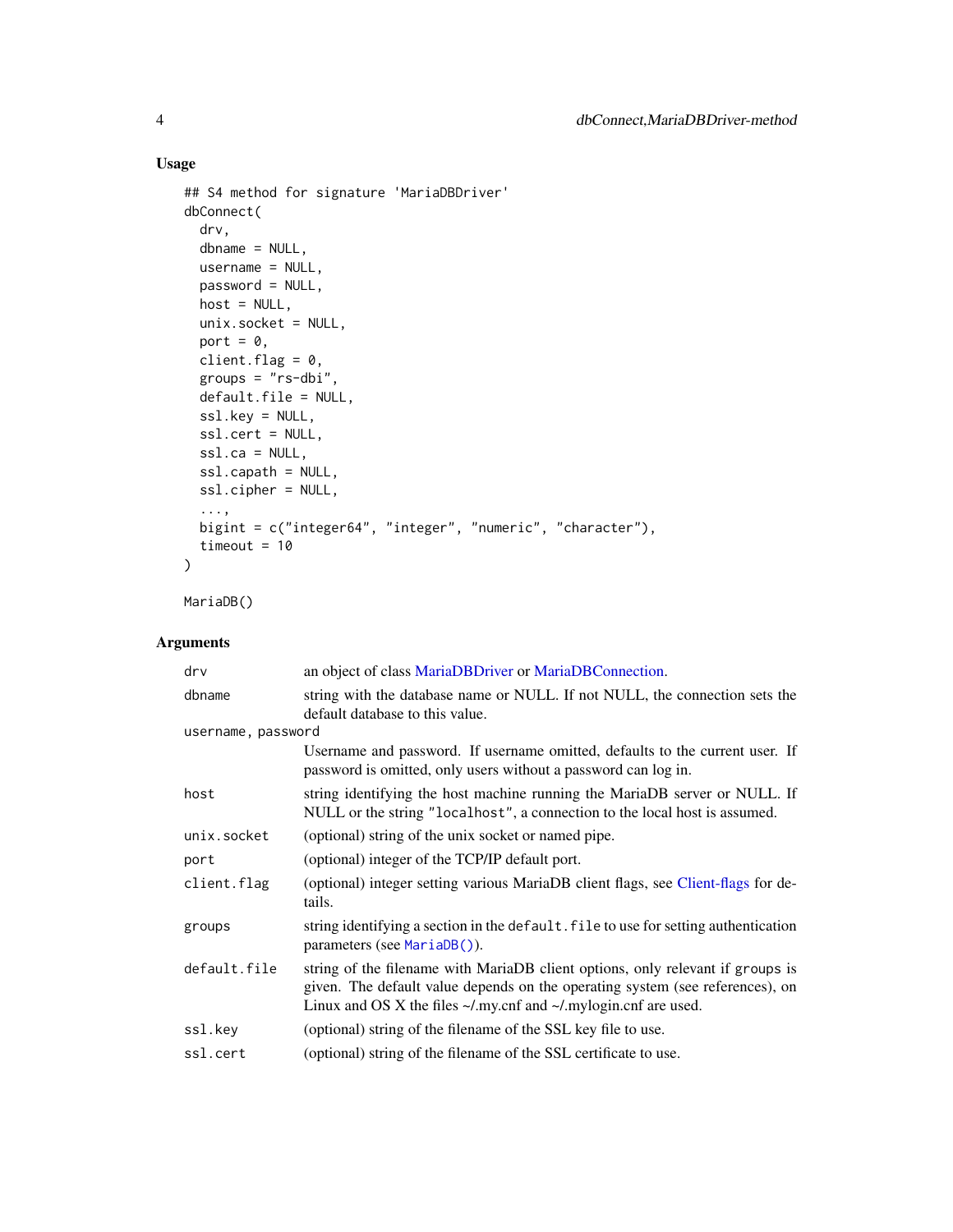## Usage

```
## S4 method for signature 'MariaDBDriver'
dbConnect(
  drv,
  dbname = NULL,
  username = NULL,
  password = NULL,
  host = NULL,
  unix.socket = NULL,
  port = 0,
  client.flag = 0,
  groups = "rs-dbi",
  default.file = NULL,
  ssl.key = NULL,
  ssl.cert = NULL,
  ssl.ca = NULL,
  ssl.capath = NULL,
  ssl.cipher = NULL,
  ...,
  bigint = c("integer64", "integer", "numeric", "character"),
  timeout = 10
)

MariaDB()
```

## Arguments

| Argument | Description |
|---|---|
| `drv` | an object of class MariaDBDriver or MariaDBConnection. |
| `dbname` | string with the database name or NULL. If not NULL, the connection sets the default database to this value. |
| `username, password` | Username and password. If username omitted, defaults to the current user. If password is omitted, only users without a password can log in. |
| `host` | string identifying the host machine running the MariaDB server or NULL. If NULL or the string `"localhost"`, a connection to the local host is assumed. |
| `unix.socket` | (optional) string of the unix socket or named pipe. |
| `port` | (optional) integer of the TCP/IP default port. |
| `client.flag` | (optional) integer setting various MariaDB client flags, see Client-flags for details. |
| `groups` | string identifying a section in the `default.file` to use for setting authentication parameters (see `MariaDB()`). |
| `default.file` | string of the filename with MariaDB client options, only relevant if `groups` is given. The default value depends on the operating system (see references), on Linux and OS X the files ~/.my.cnf and ~/.mylogin.cnf are used. |
| `ssl.key` | (optional) string of the filename of the SSL key file to use. |
| `ssl.cert` | (optional) string of the filename of the SSL certificate to use. |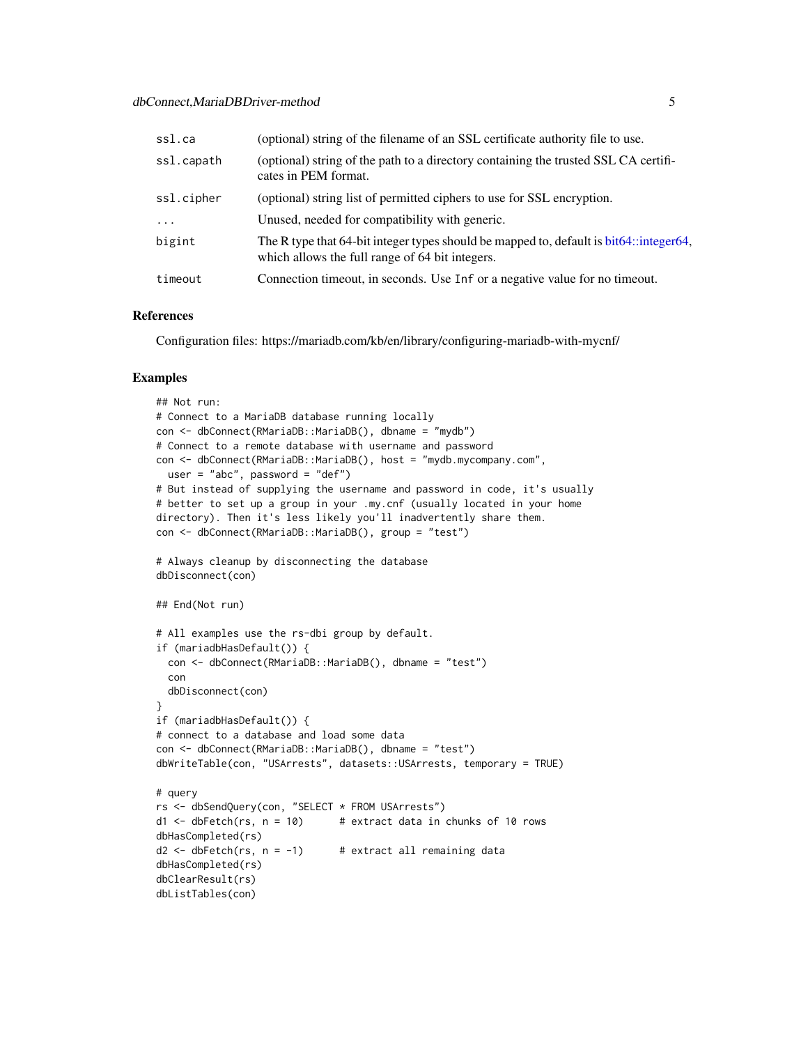| | |
|---|---|
| ssl.ca | (optional) string of the filename of an SSL certificate authority file to use. |
| ssl.capath | (optional) string of the path to a directory containing the trusted SSL CA certificates in PEM format. |
| ssl.cipher | (optional) string list of permitted ciphers to use for SSL encryption. |
| ... | Unused, needed for compatibility with generic. |
| bigint | The R type that 64-bit integer types should be mapped to, default is bit64::integer64, which allows the full range of 64 bit integers. |
| timeout | Connection timeout, in seconds. Use `Inf` or a negative value for no timeout. |

## References

Configuration files: https://mariadb.com/kb/en/library/configuring-mariadb-with-mycnf/

## Examples

```
## Not run:
# Connect to a MariaDB database running locally
con <- dbConnect(RMariaDB::MariaDB(), dbname = "mydb")
# Connect to a remote database with username and password
con <- dbConnect(RMariaDB::MariaDB(), host = "mydb.mycompany.com",
  user = "abc", password = "def")
# But instead of supplying the username and password in code, it's usually
# better to set up a group in your .my.cnf (usually located in your home
directory). Then it's less likely you'll inadvertently share them.
con <- dbConnect(RMariaDB::MariaDB(), group = "test")

# Always cleanup by disconnecting the database
dbDisconnect(con)

## End(Not run)

# All examples use the rs-dbi group by default.
if (mariadbHasDefault()) {
  con <- dbConnect(RMariaDB::MariaDB(), dbname = "test")
  con
  dbDisconnect(con)
}
if (mariadbHasDefault()) {
# connect to a database and load some data
con <- dbConnect(RMariaDB::MariaDB(), dbname = "test")
dbWriteTable(con, "USArrests", datasets::USArrests, temporary = TRUE)

# query
rs <- dbSendQuery(con, "SELECT * FROM USArrests")
d1 <- dbFetch(rs, n = 10)      # extract data in chunks of 10 rows
dbHasCompleted(rs)
d2 <- dbFetch(rs, n = -1)      # extract all remaining data
dbHasCompleted(rs)
dbClearResult(rs)
dbListTables(con)
```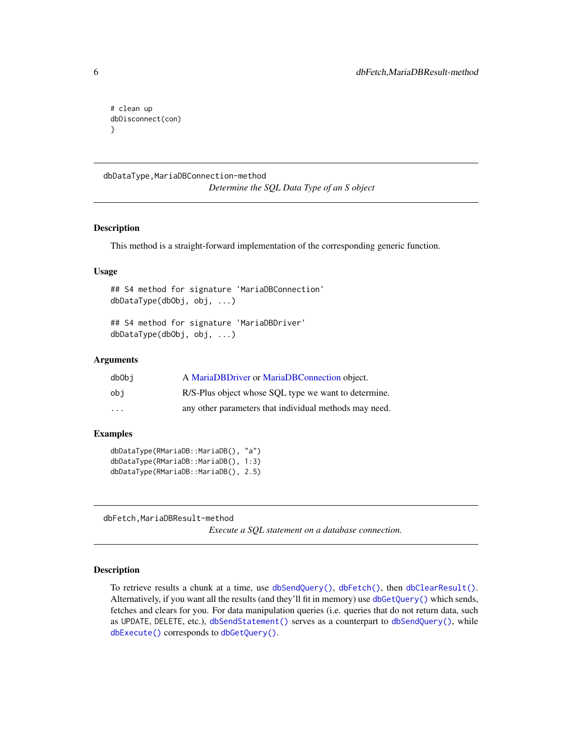```
# clean up
dbDisconnect(con)
}
```

---

## dbDataType,MariaDBConnection-method

*Determine the SQL Data Type of an S object*

---

### Description

This method is a straight-forward implementation of the corresponding generic function.

### Usage

```
## S4 method for signature 'MariaDBConnection'
dbDataType(dbObj, obj, ...)

## S4 method for signature 'MariaDBDriver'
dbDataType(dbObj, obj, ...)
```

### Arguments

| | |
|---|---|
| `dbObj` | A MariaDBDriver or MariaDBConnection object. |
| `obj` | R/S-Plus object whose SQL type we want to determine. |
| `...` | any other parameters that individual methods may need. |

### Examples

```
dbDataType(RMariaDB::MariaDB(), "a")
dbDataType(RMariaDB::MariaDB(), 1:3)
dbDataType(RMariaDB::MariaDB(), 2.5)
```

---

## dbFetch,MariaDBResult-method

*Execute a SQL statement on a database connection.*

---

### Description

To retrieve results a chunk at a time, use `dbSendQuery()`, `dbFetch()`, then `dbClearResult()`. Alternatively, if you want all the results (and they'll fit in memory) use `dbGetQuery()` which sends, fetches and clears for you. For data manipulation queries (i.e. queries that do not return data, such as UPDATE, DELETE, etc.), `dbSendStatement()` serves as a counterpart to `dbSendQuery()`, while `dbExecute()` corresponds to `dbGetQuery()`.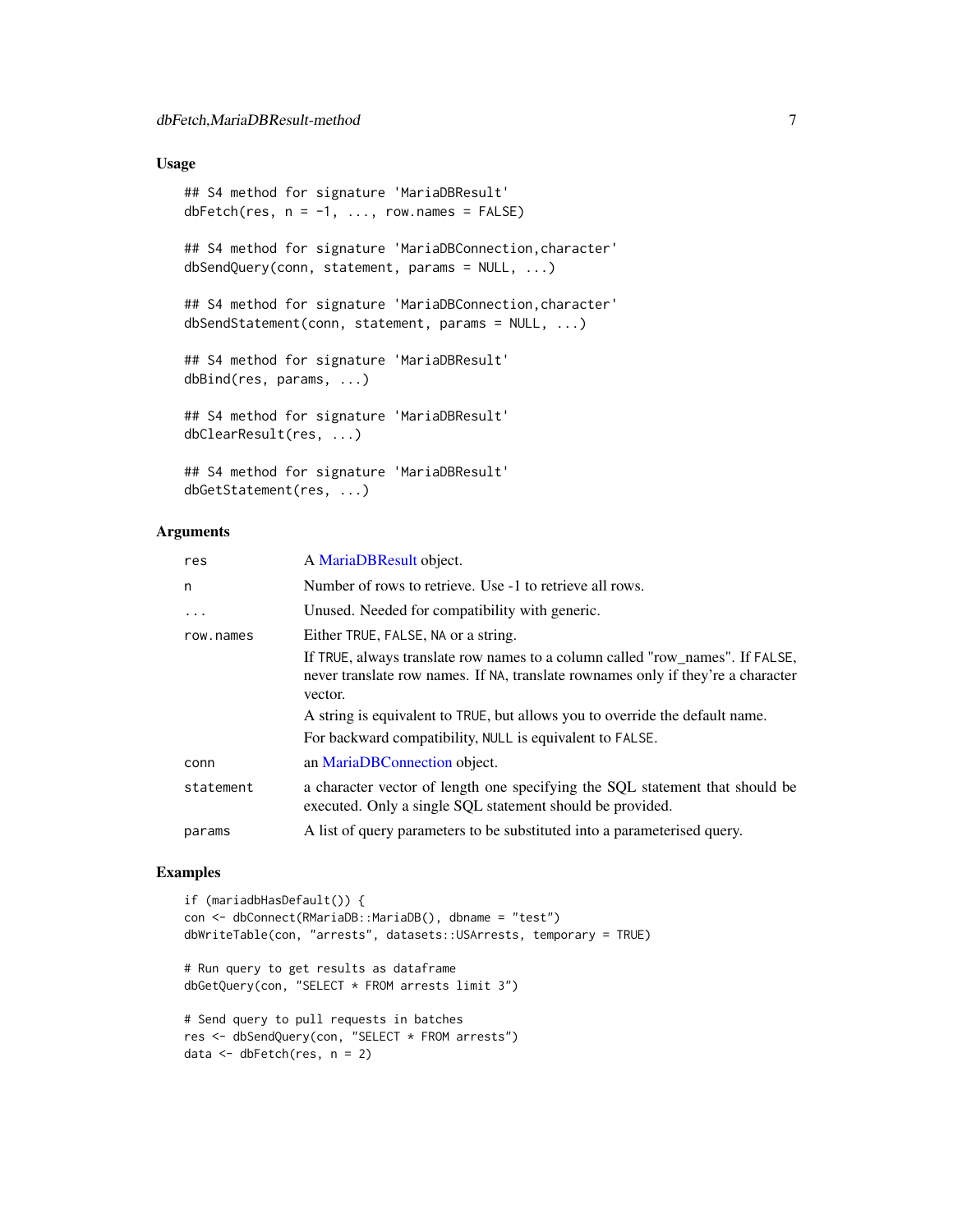### Usage

```
## S4 method for signature 'MariaDBResult'
dbFetch(res, n = -1, ..., row.names = FALSE)

## S4 method for signature 'MariaDBConnection,character'
dbSendQuery(conn, statement, params = NULL, ...)

## S4 method for signature 'MariaDBConnection,character'
dbSendStatement(conn, statement, params = NULL, ...)

## S4 method for signature 'MariaDBResult'
dbBind(res, params, ...)

## S4 method for signature 'MariaDBResult'
dbClearResult(res, ...)

## S4 method for signature 'MariaDBResult'
dbGetStatement(res, ...)
```

### Arguments

| | |
|---|---|
| `res` | A MariaDBResult object. |
| `n` | Number of rows to retrieve. Use -1 to retrieve all rows. |
| `...` | Unused. Needed for compatibility with generic. |
| `row.names` | Either `TRUE`, `FALSE`, `NA` or a string.<br><br>If `TRUE`, always translate row names to a column called "row_names". If `FALSE`, never translate row names. If `NA`, translate rownames only if they're a character vector.<br><br>A string is equivalent to `TRUE`, but allows you to override the default name.<br><br>For backward compatibility, `NULL` is equivalent to `FALSE`. |
| `conn` | an MariaDBConnection object. |
| `statement` | a character vector of length one specifying the SQL statement that should be executed. Only a single SQL statement should be provided. |
| `params` | A list of query parameters to be substituted into a parameterised query. |

### Examples

```
if (mariadbHasDefault()) {
con <- dbConnect(RMariaDB::MariaDB(), dbname = "test")
dbWriteTable(con, "arrests", datasets::USArrests, temporary = TRUE)

# Run query to get results as dataframe
dbGetQuery(con, "SELECT * FROM arrests limit 3")

# Send query to pull requests in batches
res <- dbSendQuery(con, "SELECT * FROM arrests")
data <- dbFetch(res, n = 2)
```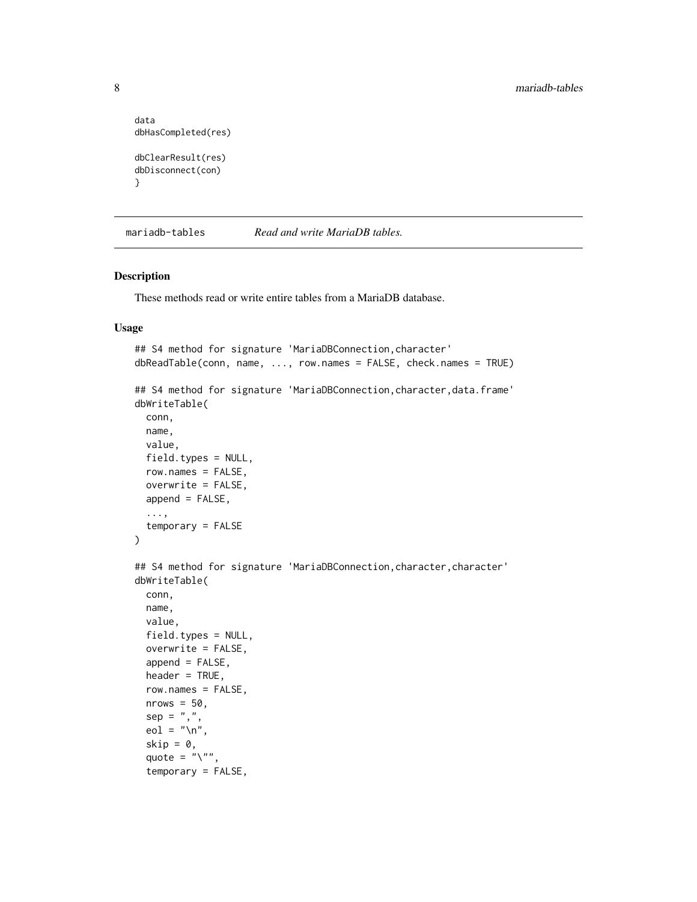```
data
dbHasCompleted(res)

dbClearResult(res)
dbDisconnect(con)
}
```

## mariadb-tables    *Read and write MariaDB tables.*

### Description

These methods read or write entire tables from a MariaDB database.

### Usage

```
## S4 method for signature 'MariaDBConnection,character'
dbReadTable(conn, name, ..., row.names = FALSE, check.names = TRUE)

## S4 method for signature 'MariaDBConnection,character,data.frame'
dbWriteTable(
  conn,
  name,
  value,
  field.types = NULL,
  row.names = FALSE,
  overwrite = FALSE,
  append = FALSE,
  ...,
  temporary = FALSE
)

## S4 method for signature 'MariaDBConnection,character,character'
dbWriteTable(
  conn,
  name,
  value,
  field.types = NULL,
  overwrite = FALSE,
  append = FALSE,
  header = TRUE,
  row.names = FALSE,
  nrows = 50,
  sep = ",",
  eol = "\n",
  skip = 0,
  quote = "\"",
  temporary = FALSE,
```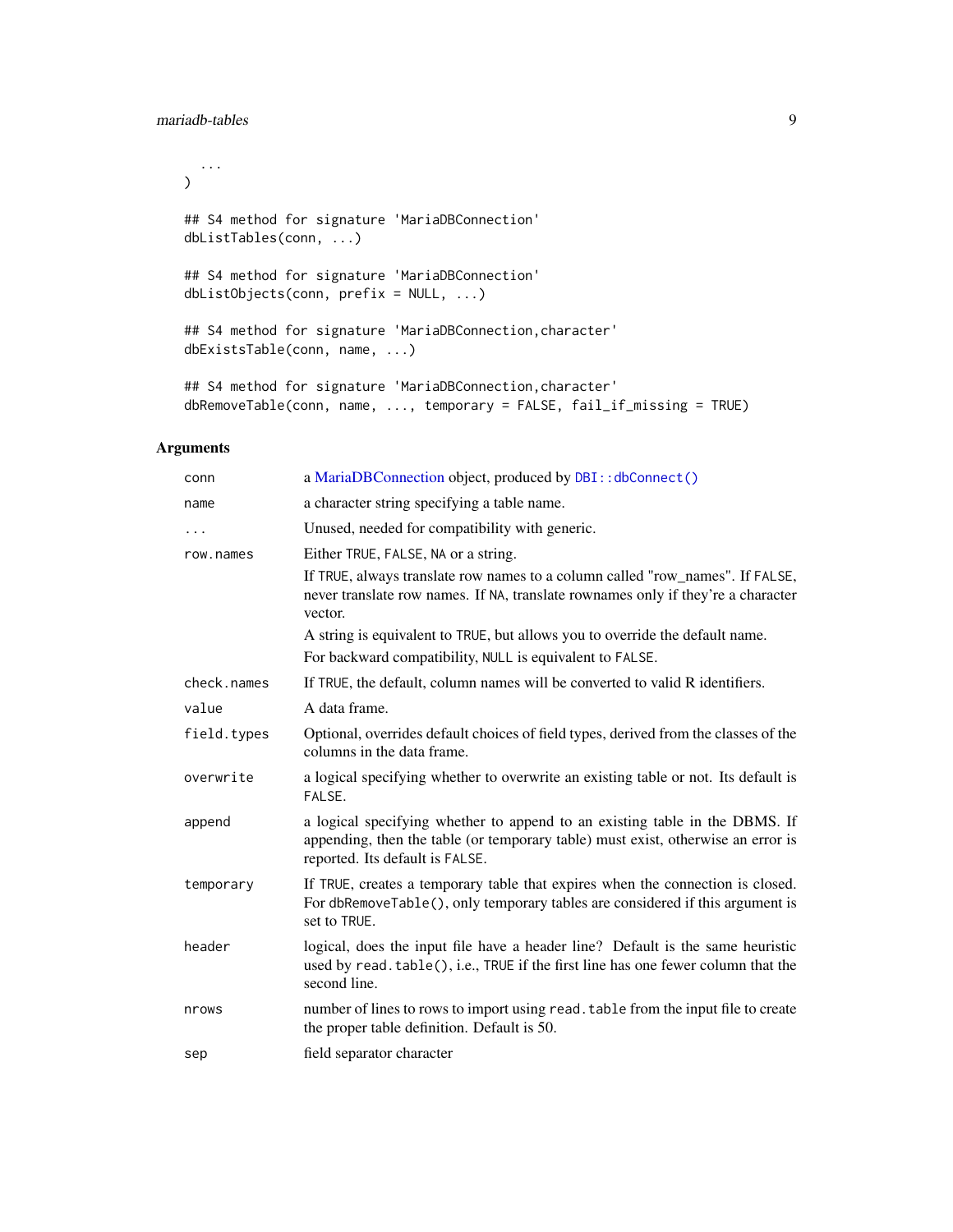```
  ...
)

## S4 method for signature 'MariaDBConnection'
dbListTables(conn, ...)

## S4 method for signature 'MariaDBConnection'
dbListObjects(conn, prefix = NULL, ...)

## S4 method for signature 'MariaDBConnection,character'
dbExistsTable(conn, name, ...)

## S4 method for signature 'MariaDBConnection,character'
dbRemoveTable(conn, name, ..., temporary = FALSE, fail_if_missing = TRUE)
```

### Arguments

| | |
|---|---|
| `conn` | a MariaDBConnection object, produced by `DBI::dbConnect()` |
| `name` | a character string specifying a table name. |
| `...` | Unused, needed for compatibility with generic. |
| `row.names` | Either `TRUE`, `FALSE`, `NA` or a string.<br>If `TRUE`, always translate row names to a column called "row_names". If `FALSE`, never translate row names. If `NA`, translate rownames only if they're a character vector.<br>A string is equivalent to `TRUE`, but allows you to override the default name.<br>For backward compatibility, `NULL` is equivalent to `FALSE`. |
| `check.names` | If `TRUE`, the default, column names will be converted to valid R identifiers. |
| `value` | A data frame. |
| `field.types` | Optional, overrides default choices of field types, derived from the classes of the columns in the data frame. |
| `overwrite` | a logical specifying whether to overwrite an existing table or not. Its default is `FALSE`. |
| `append` | a logical specifying whether to append to an existing table in the DBMS. If appending, then the table (or temporary table) must exist, otherwise an error is reported. Its default is `FALSE`. |
| `temporary` | If `TRUE`, creates a temporary table that expires when the connection is closed. For `dbRemoveTable()`, only temporary tables are considered if this argument is set to `TRUE`. |
| `header` | logical, does the input file have a header line? Default is the same heuristic used by `read.table()`, i.e., `TRUE` if the first line has one fewer column that the second line. |
| `nrows` | number of lines to rows to import using `read.table` from the input file to create the proper table definition. Default is 50. |
| `sep` | field separator character |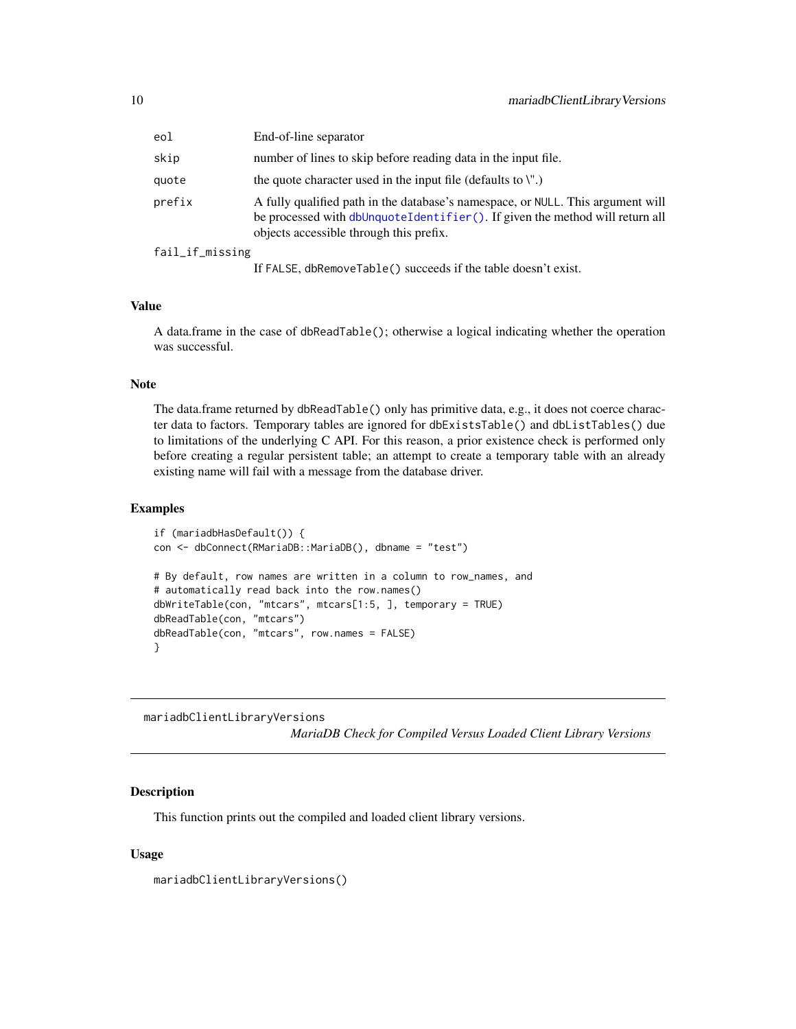| | |
|---|---|
| `eol` | End-of-line separator |
| `skip` | number of lines to skip before reading data in the input file. |
| `quote` | the quote character used in the input file (defaults to \".) |
| `prefix` | A fully qualified path in the database's namespace, or `NULL`. This argument will be processed with `dbUnquoteIdentifier()`. If given the method will return all objects accessible through this prefix. |
| `fail_if_missing` | If `FALSE`, `dbRemoveTable()` succeeds if the table doesn't exist. |

### Value

A data.frame in the case of `dbReadTable()`; otherwise a logical indicating whether the operation was successful.

### Note

The data.frame returned by `dbReadTable()` only has primitive data, e.g., it does not coerce character data to factors. Temporary tables are ignored for `dbExistsTable()` and `dbListTables()` due to limitations of the underlying C API. For this reason, a prior existence check is performed only before creating a regular persistent table; an attempt to create a temporary table with an already existing name will fail with a message from the database driver.

### Examples

```
if (mariadbHasDefault()) {
con <- dbConnect(RMariaDB::MariaDB(), dbname = "test")

# By default, row names are written in a column to row_names, and
# automatically read back into the row.names()
dbWriteTable(con, "mtcars", mtcars[1:5, ], temporary = TRUE)
dbReadTable(con, "mtcars")
dbReadTable(con, "mtcars", row.names = FALSE)
}
```

---

## mariadbClientLibraryVersions

*MariaDB Check for Compiled Versus Loaded Client Library Versions*

### Description

This function prints out the compiled and loaded client library versions.

### Usage

```
mariadbClientLibraryVersions()
```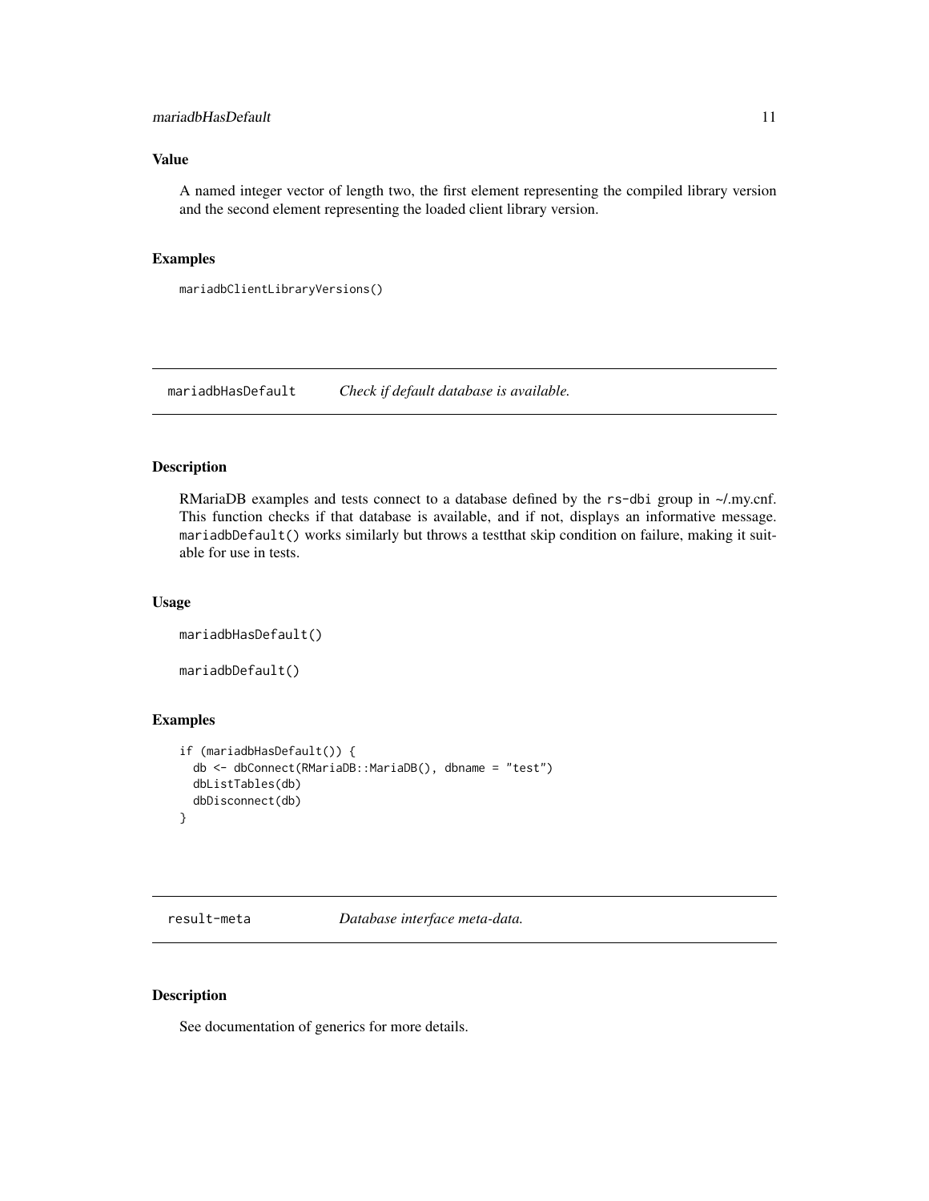## Value

A named integer vector of length two, the first element representing the compiled library version and the second element representing the loaded client library version.

## Examples

```
mariadbClientLibraryVersions()
```

---

# mariadbHasDefault *Check if default database is available.*

---

## Description

RMariaDB examples and tests connect to a database defined by the `rs-dbi` group in ~/.my.cnf. This function checks if that database is available, and if not, displays an informative message. `mariadbDefault()` works similarly but throws a testthat skip condition on failure, making it suitable for use in tests.

## Usage

```
mariadbHasDefault()

mariadbDefault()
```

## Examples

```
if (mariadbHasDefault()) {
  db <- dbConnect(RMariaDB::MariaDB(), dbname = "test")
  dbListTables(db)
  dbDisconnect(db)
}
```

---

# result-meta *Database interface meta-data.*

---

## Description

See documentation of generics for more details.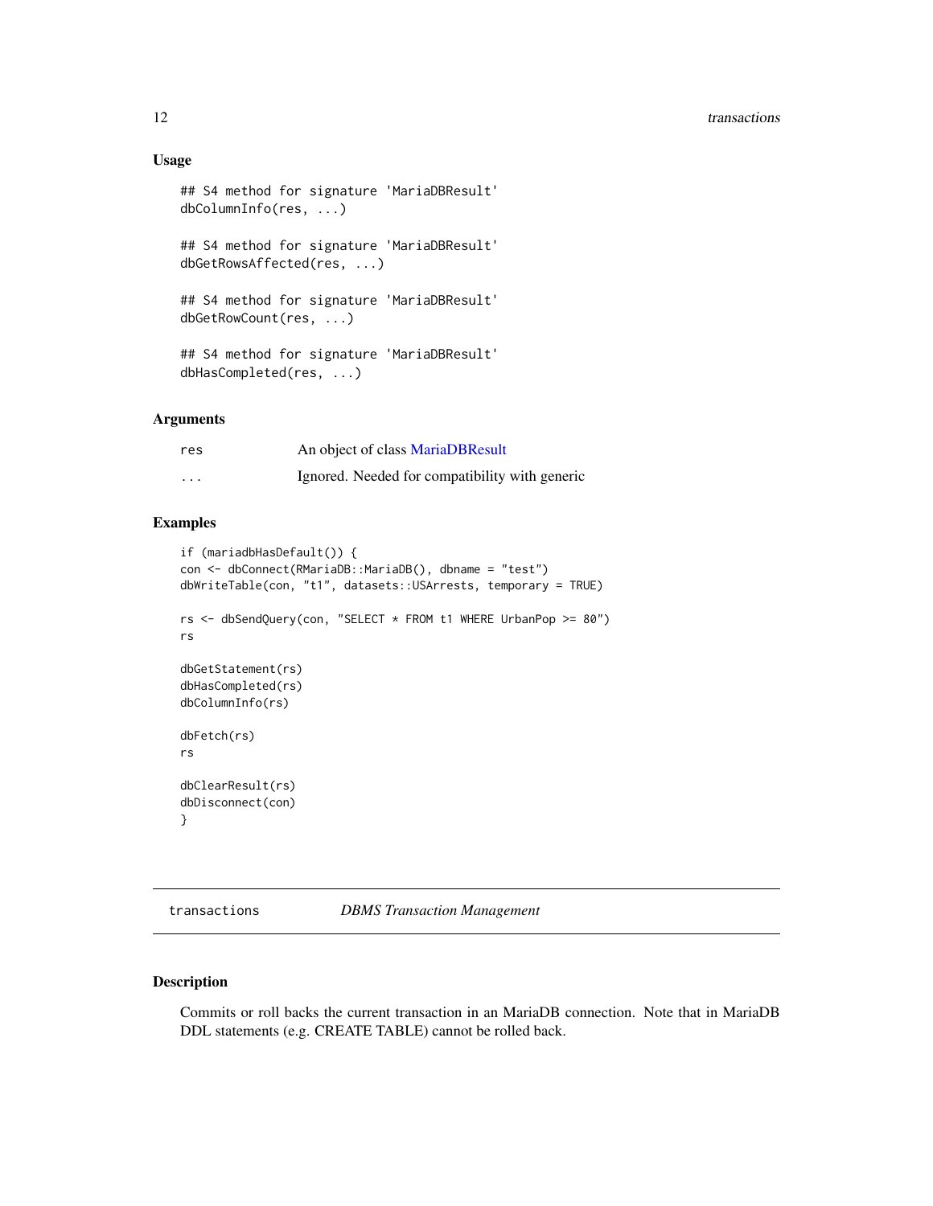### Usage

```
## S4 method for signature 'MariaDBResult'
dbColumnInfo(res, ...)

## S4 method for signature 'MariaDBResult'
dbGetRowsAffected(res, ...)

## S4 method for signature 'MariaDBResult'
dbGetRowCount(res, ...)

## S4 method for signature 'MariaDBResult'
dbHasCompleted(res, ...)
```

### Arguments

| | |
|---|---|
| res | An object of class MariaDBResult |
| ... | Ignored. Needed for compatibility with generic |

### Examples

```
if (mariadbHasDefault()) {
con <- dbConnect(RMariaDB::MariaDB(), dbname = "test")
dbWriteTable(con, "t1", datasets::USArrests, temporary = TRUE)

rs <- dbSendQuery(con, "SELECT * FROM t1 WHERE UrbanPop >= 80")
rs

dbGetStatement(rs)
dbHasCompleted(rs)
dbColumnInfo(rs)

dbFetch(rs)
rs

dbClearResult(rs)
dbDisconnect(con)
}
```

---

## transactions *DBMS Transaction Management*

### Description

Commits or roll backs the current transaction in an MariaDB connection. Note that in MariaDB DDL statements (e.g. CREATE TABLE) cannot be rolled back.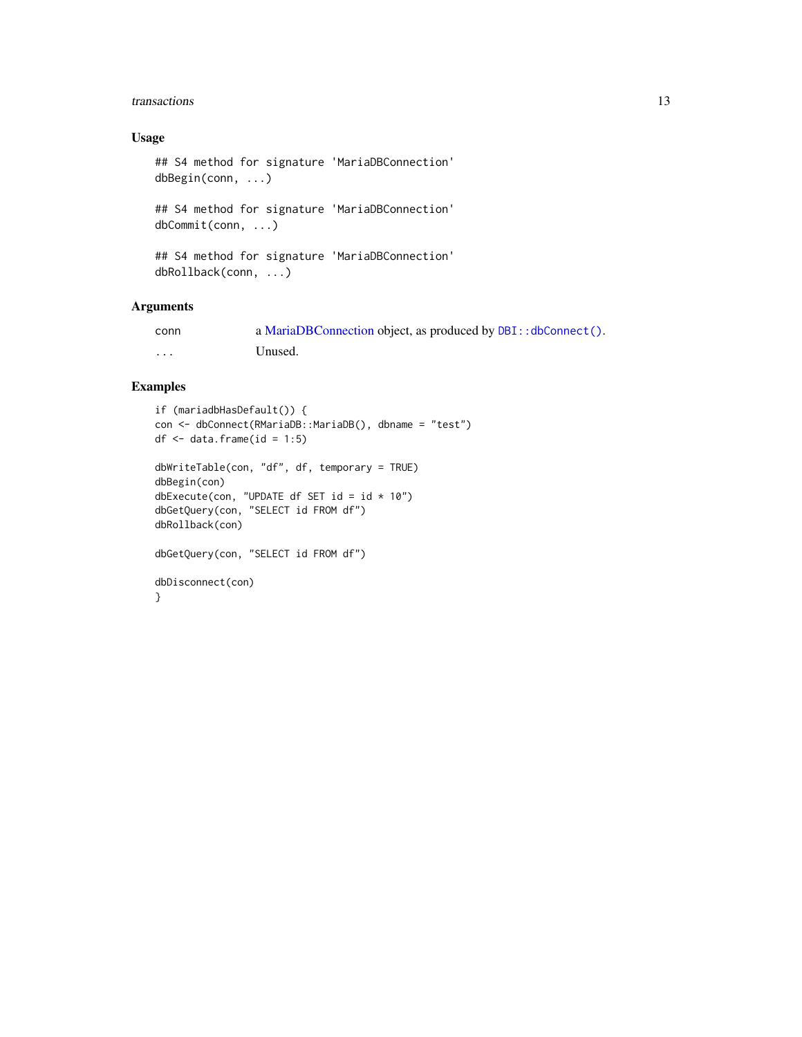### Usage

```
## S4 method for signature 'MariaDBConnection'
dbBegin(conn, ...)

## S4 method for signature 'MariaDBConnection'
dbCommit(conn, ...)

## S4 method for signature 'MariaDBConnection'
dbRollback(conn, ...)
```

### Arguments

| | |
|---|---|
| conn | a MariaDBConnection object, as produced by `DBI::dbConnect()`. |
| ... | Unused. |

### Examples

```
if (mariadbHasDefault()) {
con <- dbConnect(RMariaDB::MariaDB(), dbname = "test")
df <- data.frame(id = 1:5)

dbWriteTable(con, "df", df, temporary = TRUE)
dbBegin(con)
dbExecute(con, "UPDATE df SET id = id * 10")
dbGetQuery(con, "SELECT id FROM df")
dbRollback(con)

dbGetQuery(con, "SELECT id FROM df")

dbDisconnect(con)
}
```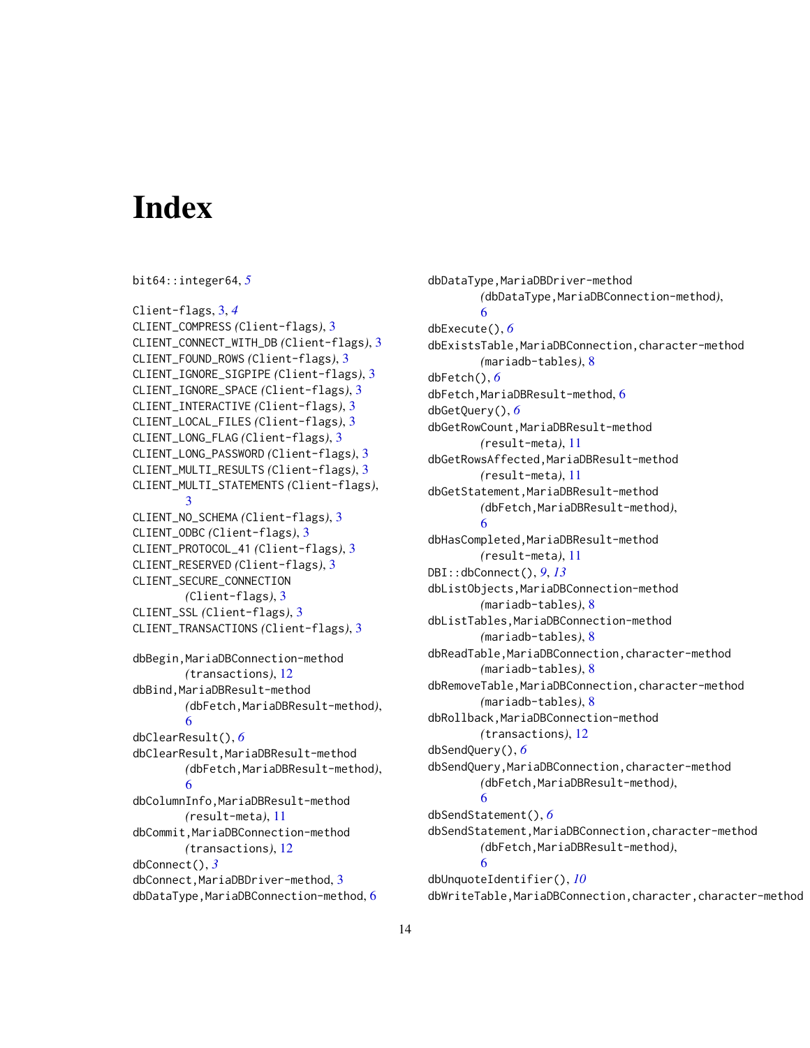# Index

bit64::integer64, *5*

Client-flags, 3, *4*
CLIENT_COMPRESS *(Client-flags)*, 3
CLIENT_CONNECT_WITH_DB *(Client-flags)*, 3
CLIENT_FOUND_ROWS *(Client-flags)*, 3
CLIENT_IGNORE_SIGPIPE *(Client-flags)*, 3
CLIENT_IGNORE_SPACE *(Client-flags)*, 3
CLIENT_INTERACTIVE *(Client-flags)*, 3
CLIENT_LOCAL_FILES *(Client-flags)*, 3
CLIENT_LONG_FLAG *(Client-flags)*, 3
CLIENT_LONG_PASSWORD *(Client-flags)*, 3
CLIENT_MULTI_RESULTS *(Client-flags)*, 3
CLIENT_MULTI_STATEMENTS *(Client-flags)*, 3
CLIENT_NO_SCHEMA *(Client-flags)*, 3
CLIENT_ODBC *(Client-flags)*, 3
CLIENT_PROTOCOL_41 *(Client-flags)*, 3
CLIENT_RESERVED *(Client-flags)*, 3
CLIENT_SECURE_CONNECTION *(Client-flags)*, 3
CLIENT_SSL *(Client-flags)*, 3
CLIENT_TRANSACTIONS *(Client-flags)*, 3

dbBegin,MariaDBConnection-method *(transactions)*, 12
dbBind,MariaDBResult-method *(dbFetch,MariaDBResult-method)*, 6
dbClearResult(), *6*
dbClearResult,MariaDBResult-method *(dbFetch,MariaDBResult-method)*, 6
dbColumnInfo,MariaDBResult-method *(result-meta)*, 11
dbCommit,MariaDBConnection-method *(transactions)*, 12
dbConnect(), *3*
dbConnect,MariaDBDriver-method, 3
dbDataType,MariaDBConnection-method, 6
dbDataType,MariaDBDriver-method *(dbDataType,MariaDBConnection-method)*, 6
dbExecute(), *6*
dbExistsTable,MariaDBConnection,character-method *(mariadb-tables)*, 8
dbFetch(), *6*
dbFetch,MariaDBResult-method, 6
dbGetQuery(), *6*
dbGetRowCount,MariaDBResult-method *(result-meta)*, 11
dbGetRowsAffected,MariaDBResult-method *(result-meta)*, 11
dbGetStatement,MariaDBResult-method *(dbFetch,MariaDBResult-method)*, 6
dbHasCompleted,MariaDBResult-method *(result-meta)*, 11
DBI::dbConnect(), *9*, *13*
dbListObjects,MariaDBConnection-method *(mariadb-tables)*, 8
dbListTables,MariaDBConnection-method *(mariadb-tables)*, 8
dbReadTable,MariaDBConnection,character-method *(mariadb-tables)*, 8
dbRemoveTable,MariaDBConnection,character-method *(mariadb-tables)*, 8
dbRollback,MariaDBConnection-method *(transactions)*, 12
dbSendQuery(), *6*
dbSendQuery,MariaDBConnection,character-method *(dbFetch,MariaDBResult-method)*, 6
dbSendStatement(), *6*
dbSendStatement,MariaDBConnection,character-method *(dbFetch,MariaDBResult-method)*, 6
dbUnquoteIdentifier(), *10*
dbWriteTable,MariaDBConnection,character,character-method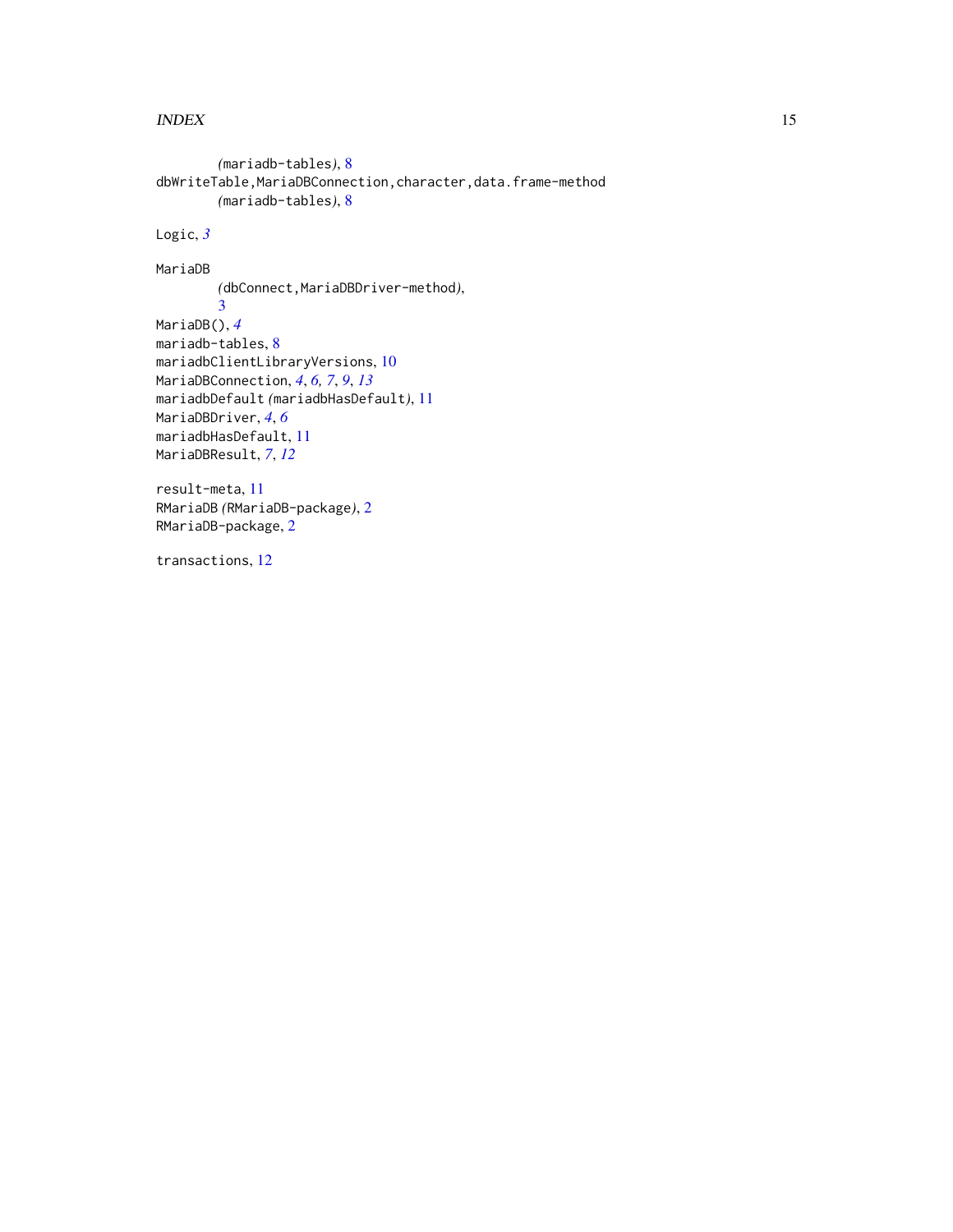(mariadb-tables), 8
dbWriteTable,MariaDBConnection,character,data.frame-method
(mariadb-tables), 8

Logic, *3*

MariaDB
(dbConnect,MariaDBDriver-method),
3
MariaDB(), *4*
mariadb-tables, 8
mariadbClientLibraryVersions, 10
MariaDBConnection, *4*, *6*, *7*, *9*, *13*
mariadbDefault (mariadbHasDefault), 11
MariaDBDriver, *4*, *6*
mariadbHasDefault, 11
MariaDBResult, *7*, *12*

result-meta, 11
RMariaDB (RMariaDB-package), 2
RMariaDB-package, 2

transactions, 12